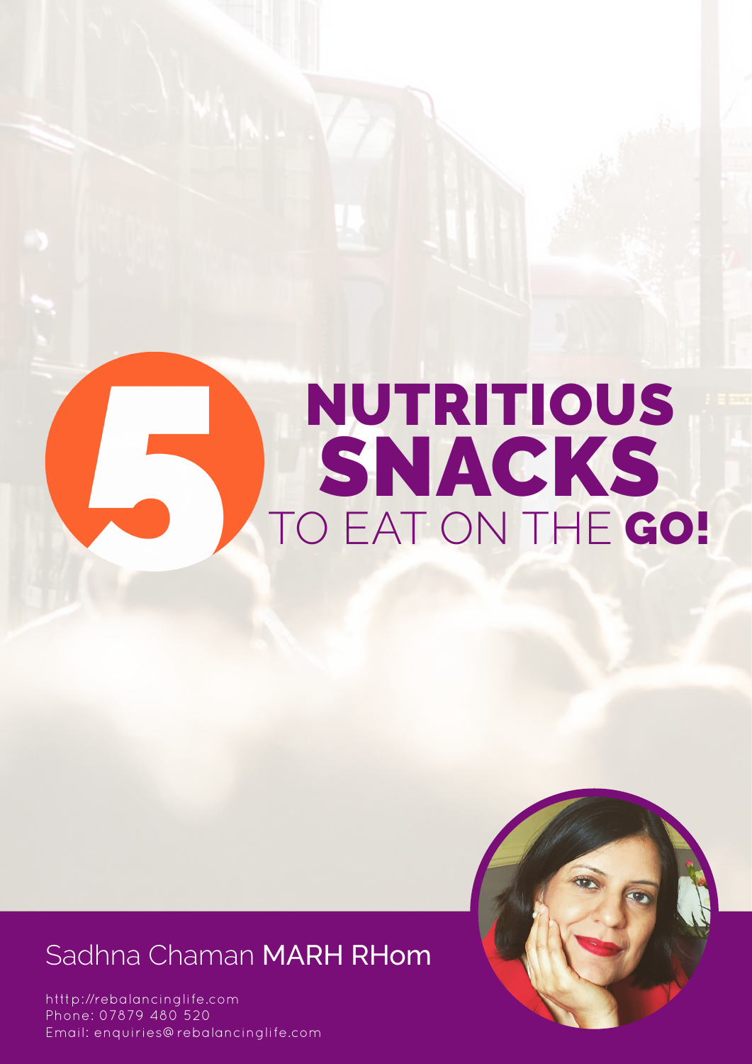# 5 NUTRITIOUS SNACKS TO EAT ON THE **GO!**

Sadhna Chaman **MARH RHom**

htttp://rebalancinglife.com
Phone: 07879 480 520
Email: enquiries@rebalancinglife.com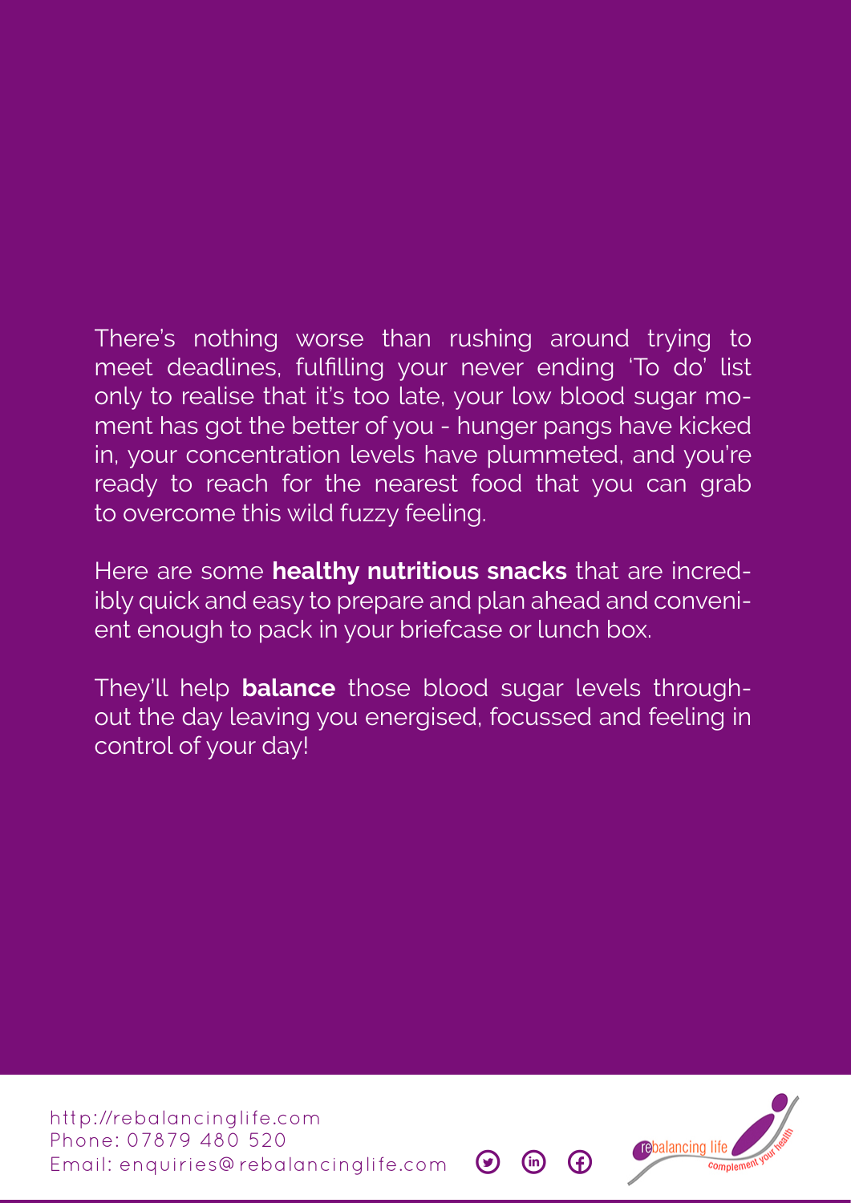There's nothing worse than rushing around trying to meet deadlines, fulfilling your never ending 'To do' list only to realise that it's too late, your low blood sugar moment has got the better of you - hunger pangs have kicked in, your concentration levels have plummeted, and you're ready to reach for the nearest food that you can grab to overcome this wild fuzzy feeling.

Here are some **healthy nutritious snacks** that are incredibly quick and easy to prepare and plan ahead and convenient enough to pack in your briefcase or lunch box.

They'll help **balance** those blood sugar levels throughout the day leaving you energised, focussed and feeling in control of your day!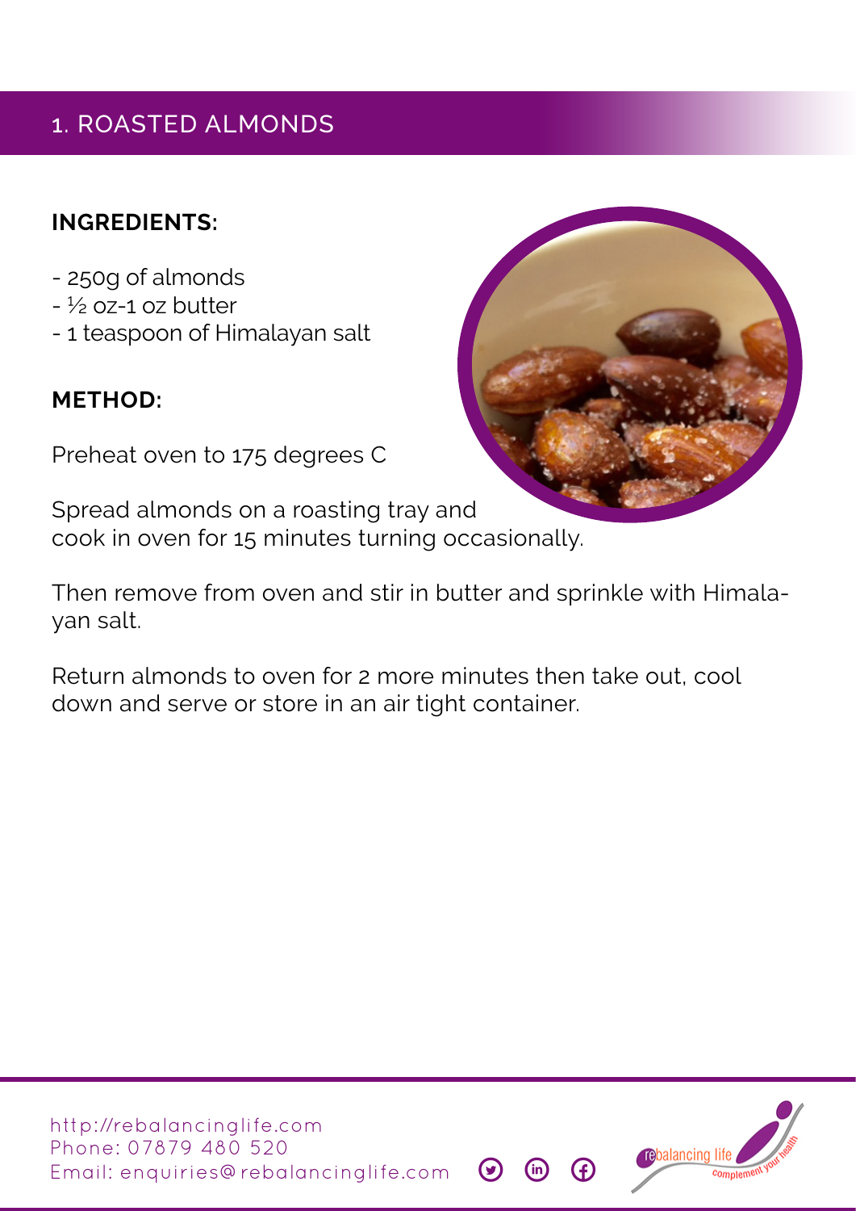# 1. ROASTED ALMONDS

**INGREDIENTS:**

- 250g of almonds
- ½ oz-1 oz butter
- 1 teaspoon of Himalayan salt

**METHOD:**

Preheat oven to 175 degrees C

Spread almonds on a roasting tray and cook in oven for 15 minutes turning occasionally.

Then remove from oven and stir in butter and sprinkle with Himalayan salt.

Return almonds to oven for 2 more minutes then take out, cool down and serve or store in an air tight container.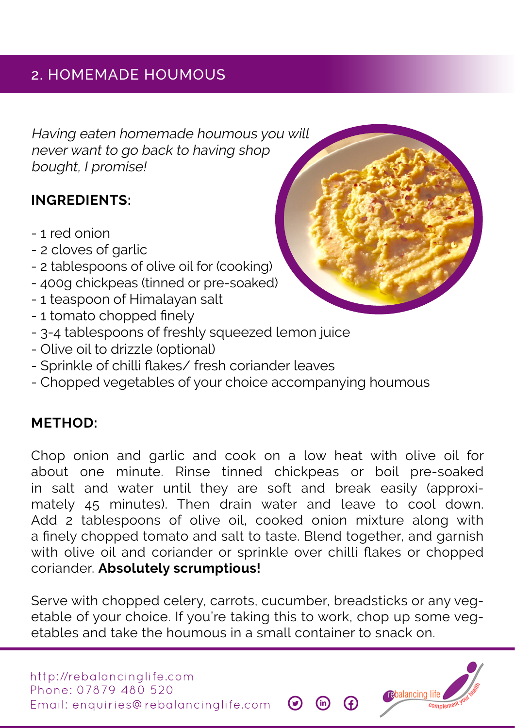## 2. HOMEMADE HOUMOUS

*Having eaten homemade houmous you will never want to go back to having shop bought, I promise!*

**INGREDIENTS:**

- 1 red onion
- 2 cloves of garlic
- 2 tablespoons of olive oil for (cooking)
- 400g chickpeas (tinned or pre-soaked)
- 1 teaspoon of Himalayan salt
- 1 tomato chopped finely
- 3-4 tablespoons of freshly squeezed lemon juice
- Olive oil to drizzle (optional)
- Sprinkle of chilli flakes/ fresh coriander leaves
- Chopped vegetables of your choice accompanying houmous

**METHOD:**

Chop onion and garlic and cook on a low heat with olive oil for about one minute. Rinse tinned chickpeas or boil pre-soaked in salt and water until they are soft and break easily (approximately 45 minutes). Then drain water and leave to cool down. Add 2 tablespoons of olive oil, cooked onion mixture along with a finely chopped tomato and salt to taste. Blend together, and garnish with olive oil and coriander or sprinkle over chilli flakes or chopped coriander. **Absolutely scrumptious!**

Serve with chopped celery, carrots, cucumber, breadsticks or any vegetable of your choice. If you're taking this to work, chop up some vegetables and take the houmous in a small container to snack on.

http://rebalancinglife.com
Phone: 07879 480 520
Email: enquiries@rebalancinglife.com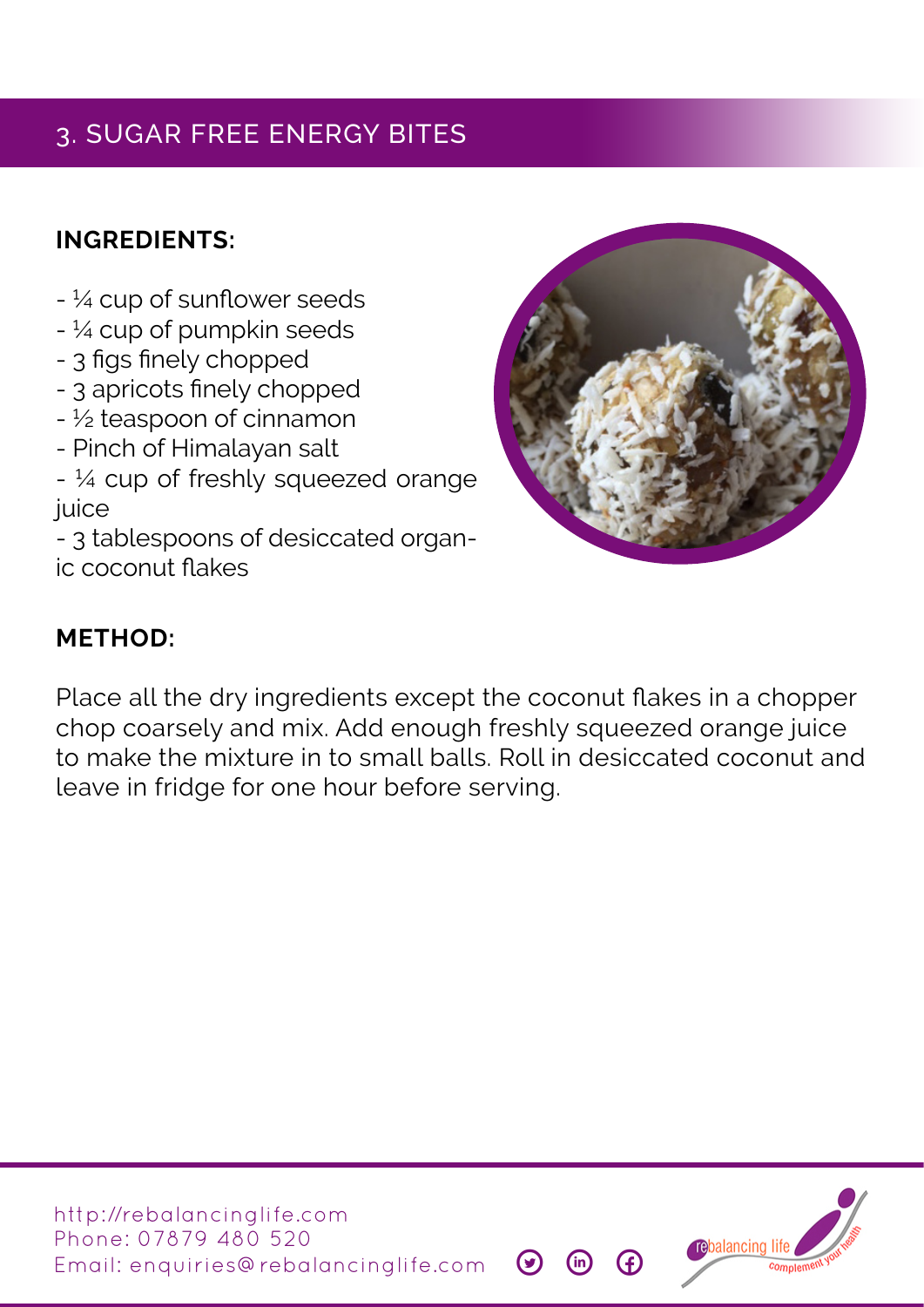## 3. SUGAR FREE ENERGY BITES

**INGREDIENTS:**

- ¼ cup of sunflower seeds
- ¼ cup of pumpkin seeds
- 3 figs finely chopped
- 3 apricots finely chopped
- ½ teaspoon of cinnamon
- Pinch of Himalayan salt
- ¼ cup of freshly squeezed orange juice
- 3 tablespoons of desiccated organic coconut flakes

**METHOD:**

Place all the dry ingredients except the coconut flakes in a chopper chop coarsely and mix. Add enough freshly squeezed orange juice to make the mixture in to small balls. Roll in desiccated coconut and leave in fridge for one hour before serving.

http://rebalancinglife.com
Phone: 07879 480 520
Email: enquiries@rebalancinglife.com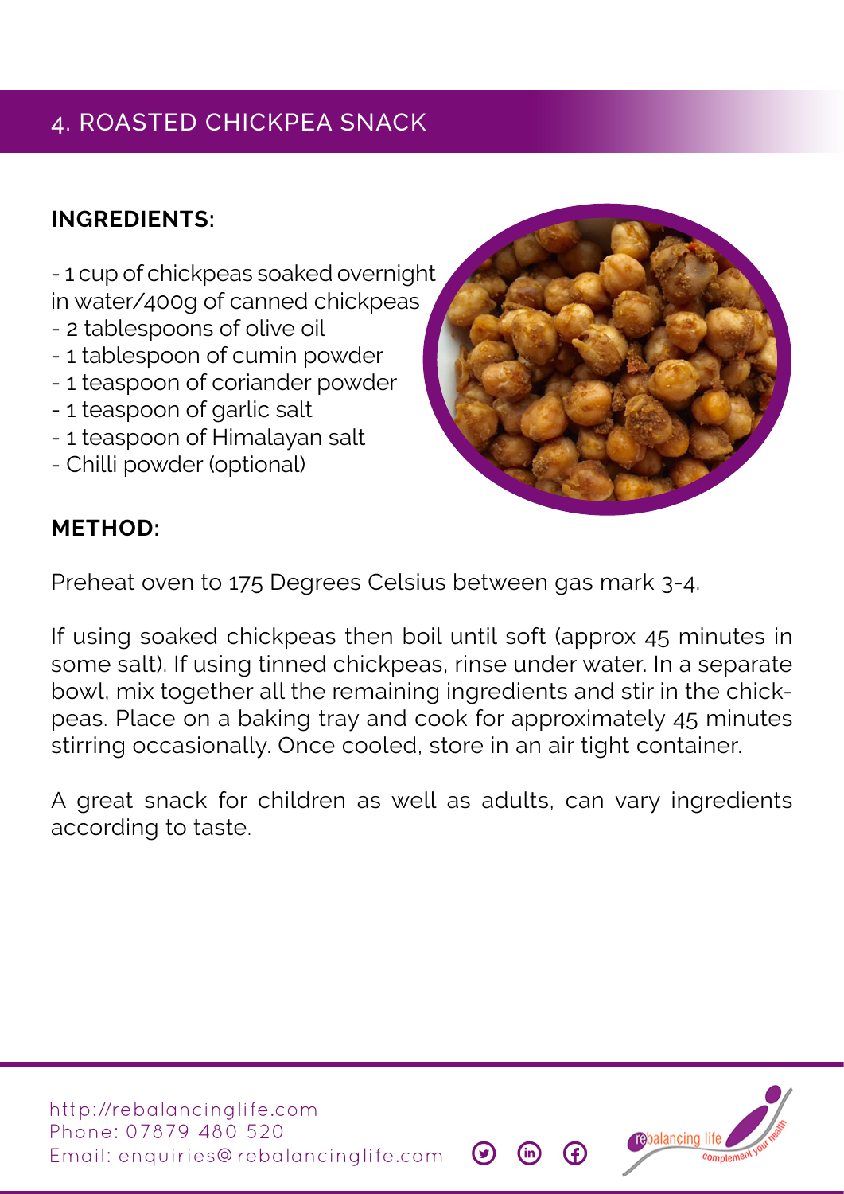## 4. ROASTED CHICKPEA SNACK

**INGREDIENTS:**

- 1 cup of chickpeas soaked overnight in water/400g of canned chickpeas
- 2 tablespoons of olive oil
- 1 tablespoon of cumin powder
- 1 teaspoon of coriander powder
- 1 teaspoon of garlic salt
- 1 teaspoon of Himalayan salt
- Chilli powder (optional)

**METHOD:**

Preheat oven to 175 Degrees Celsius between gas mark 3-4.

If using soaked chickpeas then boil until soft (approx 45 minutes in some salt). If using tinned chickpeas, rinse under water. In a separate bowl, mix together all the remaining ingredients and stir in the chickpeas. Place on a baking tray and cook for approximately 45 minutes stirring occasionally. Once cooled, store in an air tight container.

A great snack for children as well as adults, can vary ingredients according to taste.

http://rebalancinglife.com
Phone: 07879 480 520
Email: enquiries@rebalancinglife.com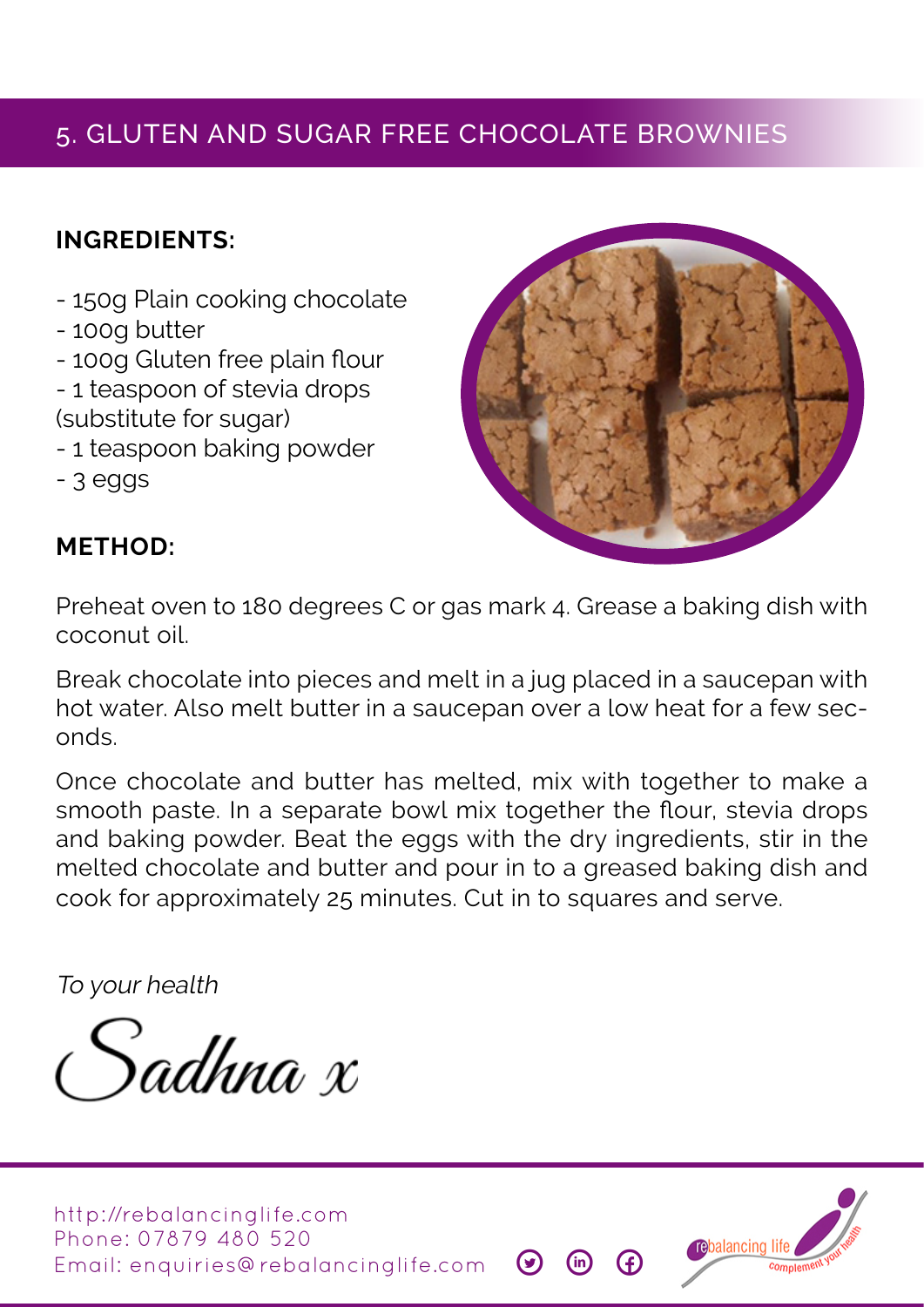## 5. GLUTEN AND SUGAR FREE CHOCOLATE BROWNIES

**INGREDIENTS:**

- 150g Plain cooking chocolate
- 100g butter
- 100g Gluten free plain flour
- 1 teaspoon of stevia drops (substitute for sugar)
- 1 teaspoon baking powder
- 3 eggs

**METHOD:**

Preheat oven to 180 degrees C or gas mark 4. Grease a baking dish with coconut oil.

Break chocolate into pieces and melt in a jug placed in a saucepan with hot water. Also melt butter in a saucepan over a low heat for a few seconds.

Once chocolate and butter has melted, mix with together to make a smooth paste. In a separate bowl mix together the flour, stevia drops and baking powder. Beat the eggs with the dry ingredients, stir in the melted chocolate and butter and pour in to a greased baking dish and cook for approximately 25 minutes. Cut in to squares and serve.

*To your health*

*Sadhna x*

http://rebalancinglife.com
Phone: 07879 480 520
Email: enquiries@rebalancinglife.com

rebalancing life
complement your health